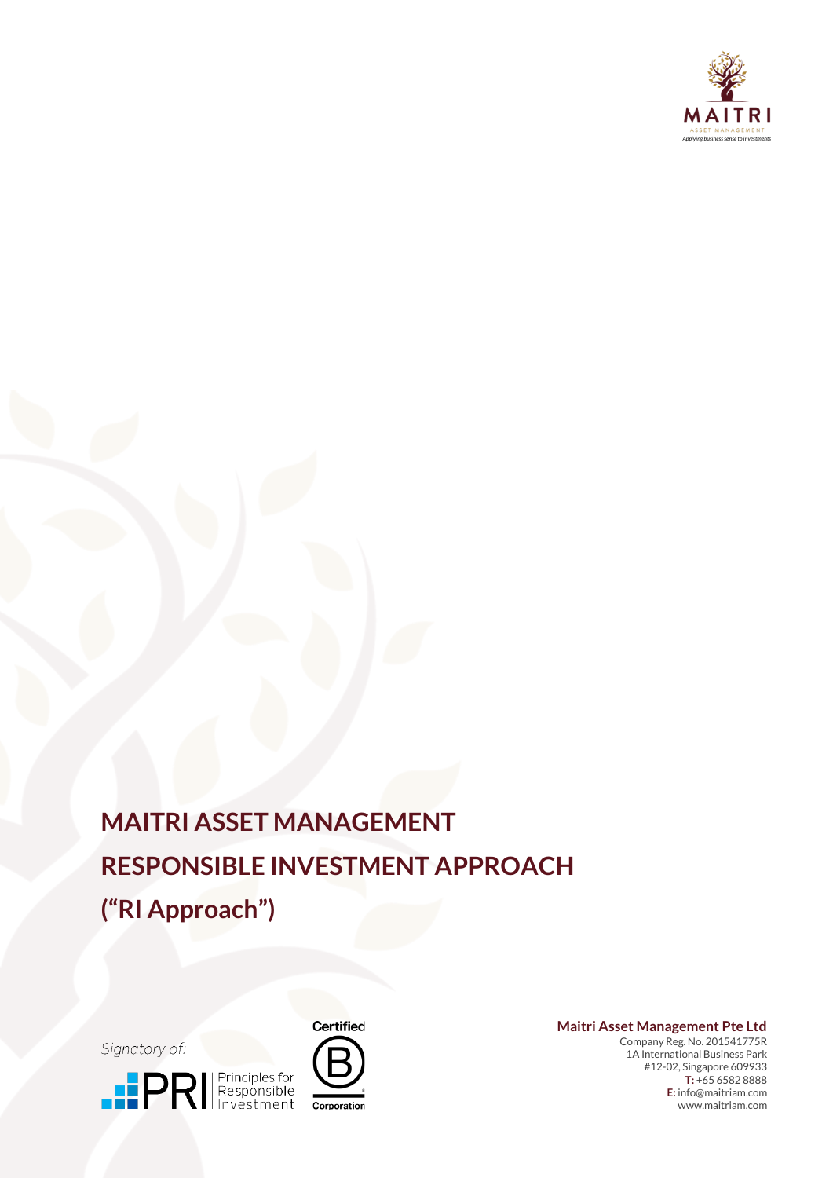MAITRI

ASSET MANAGEMENT

*Applying business sense to investments*

# MAITRI ASSET MANAGEMENT
# RESPONSIBLE INVESTMENT APPROACH
# ("RI Approach")

Signatory of:

PRI Principles for Responsible Investment

Certified B Corporation

**Maitri Asset Management Pte Ltd**

Company Reg. No. 201541775R

1A International Business Park

#12-02, Singapore 609933

**T:** +65 6582 8888

**E:** info@maitriam.com

www.maitriam.com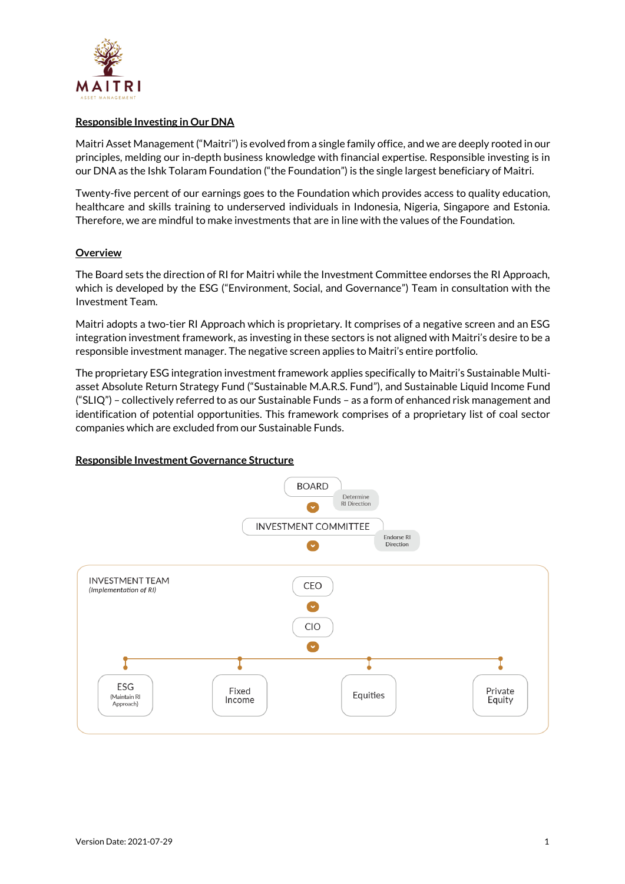MAITRI
ASSET MANAGEMENT

## Responsible Investing in Our DNA

Maitri Asset Management ("Maitri") is evolved from a single family office, and we are deeply rooted in our principles, melding our in-depth business knowledge with financial expertise. Responsible investing is in our DNA as the Ishk Tolaram Foundation ("the Foundation") is the single largest beneficiary of Maitri.

Twenty-five percent of our earnings goes to the Foundation which provides access to quality education, healthcare and skills training to underserved individuals in Indonesia, Nigeria, Singapore and Estonia. Therefore, we are mindful to make investments that are in line with the values of the Foundation.

## Overview

The Board sets the direction of RI for Maitri while the Investment Committee endorses the RI Approach, which is developed by the ESG ("Environment, Social, and Governance") Team in consultation with the Investment Team.

Maitri adopts a two-tier RI Approach which is proprietary. It comprises of a negative screen and an ESG integration investment framework, as investing in these sectors is not aligned with Maitri's desire to be a responsible investment manager. The negative screen applies to Maitri's entire portfolio.

The proprietary ESG integration investment framework applies specifically to Maitri's Sustainable Multi-asset Absolute Return Strategy Fund ("Sustainable M.A.R.S. Fund"), and Sustainable Liquid Income Fund ("SLIQ") – collectively referred to as our Sustainable Funds – as a form of enhanced risk management and identification of potential opportunities. This framework comprises of a proprietary list of coal sector companies which are excluded from our Sustainable Funds.

## Responsible Investment Governance Structure

BOARD — Determine RI Direction

INVESTMENT COMMITTEE — Endorse RI Direction

INVESTMENT TEAM
*(Implementation of RI)*

CEO

CIO

- ESG (Maintain RI Approach)
- Fixed Income
- Equities
- Private Equity

Version Date: 2021-07-29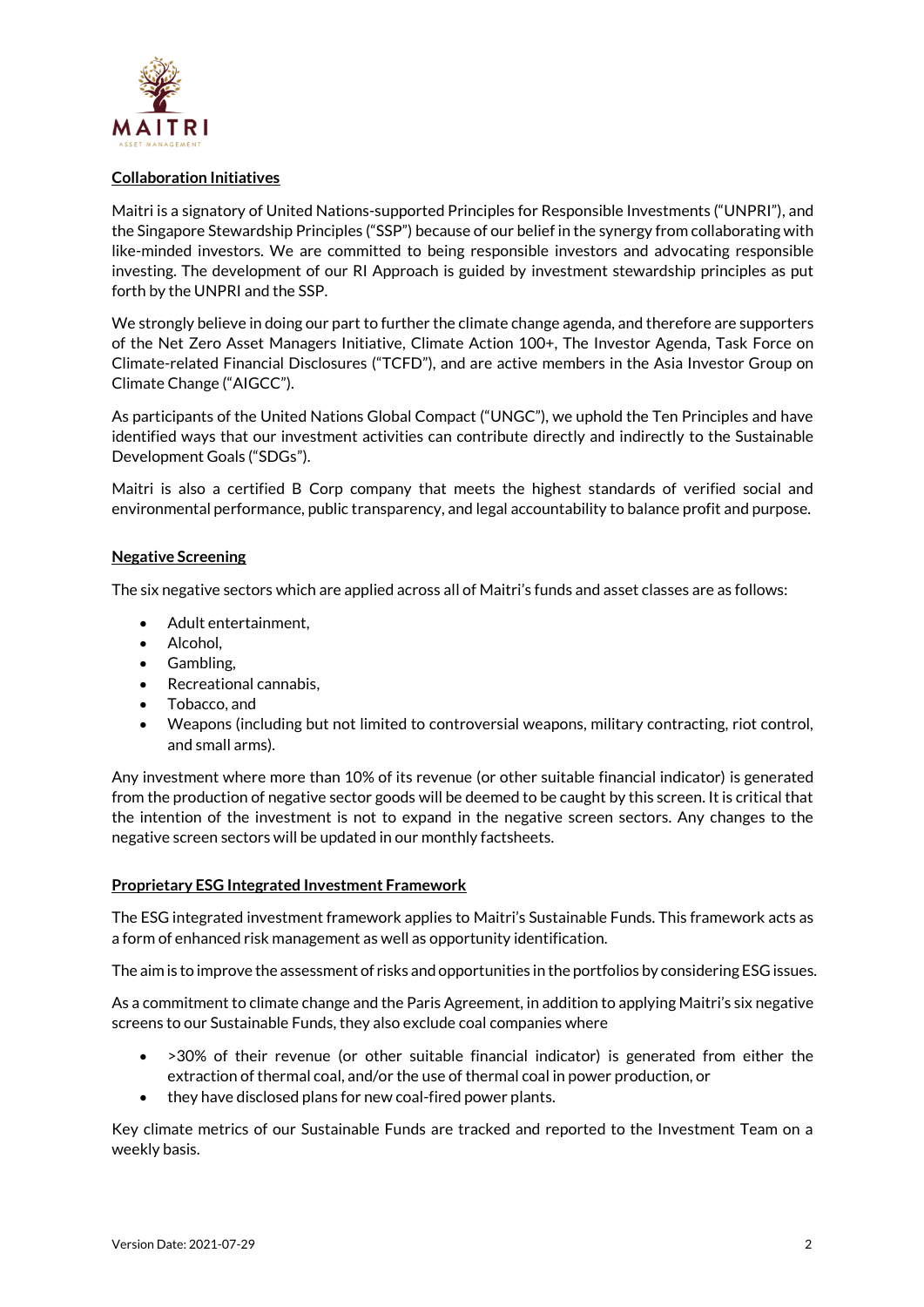## Collaboration Initiatives

Maitri is a signatory of United Nations-supported Principles for Responsible Investments ("UNPRI"), and the Singapore Stewardship Principles ("SSP") because of our belief in the synergy from collaborating with like-minded investors. We are committed to being responsible investors and advocating responsible investing. The development of our RI Approach is guided by investment stewardship principles as put forth by the UNPRI and the SSP.

We strongly believe in doing our part to further the climate change agenda, and therefore are supporters of the Net Zero Asset Managers Initiative, Climate Action 100+, The Investor Agenda, Task Force on Climate-related Financial Disclosures ("TCFD"), and are active members in the Asia Investor Group on Climate Change ("AIGCC").

As participants of the United Nations Global Compact ("UNGC"), we uphold the Ten Principles and have identified ways that our investment activities can contribute directly and indirectly to the Sustainable Development Goals ("SDGs").

Maitri is also a certified B Corp company that meets the highest standards of verified social and environmental performance, public transparency, and legal accountability to balance profit and purpose.

## Negative Screening

The six negative sectors which are applied across all of Maitri's funds and asset classes are as follows:

- Adult entertainment,
- Alcohol,
- Gambling,
- Recreational cannabis,
- Tobacco, and
- Weapons (including but not limited to controversial weapons, military contracting, riot control, and small arms).

Any investment where more than 10% of its revenue (or other suitable financial indicator) is generated from the production of negative sector goods will be deemed to be caught by this screen. It is critical that the intention of the investment is not to expand in the negative screen sectors. Any changes to the negative screen sectors will be updated in our monthly factsheets.

## Proprietary ESG Integrated Investment Framework

The ESG integrated investment framework applies to Maitri's Sustainable Funds. This framework acts as a form of enhanced risk management as well as opportunity identification.

The aim is to improve the assessment of risks and opportunities in the portfolios by considering ESG issues.

As a commitment to climate change and the Paris Agreement, in addition to applying Maitri's six negative screens to our Sustainable Funds, they also exclude coal companies where

- >30% of their revenue (or other suitable financial indicator) is generated from either the extraction of thermal coal, and/or the use of thermal coal in power production, or
- they have disclosed plans for new coal-fired power plants.

Key climate metrics of our Sustainable Funds are tracked and reported to the Investment Team on a weekly basis.

Version Date: 2021-07-29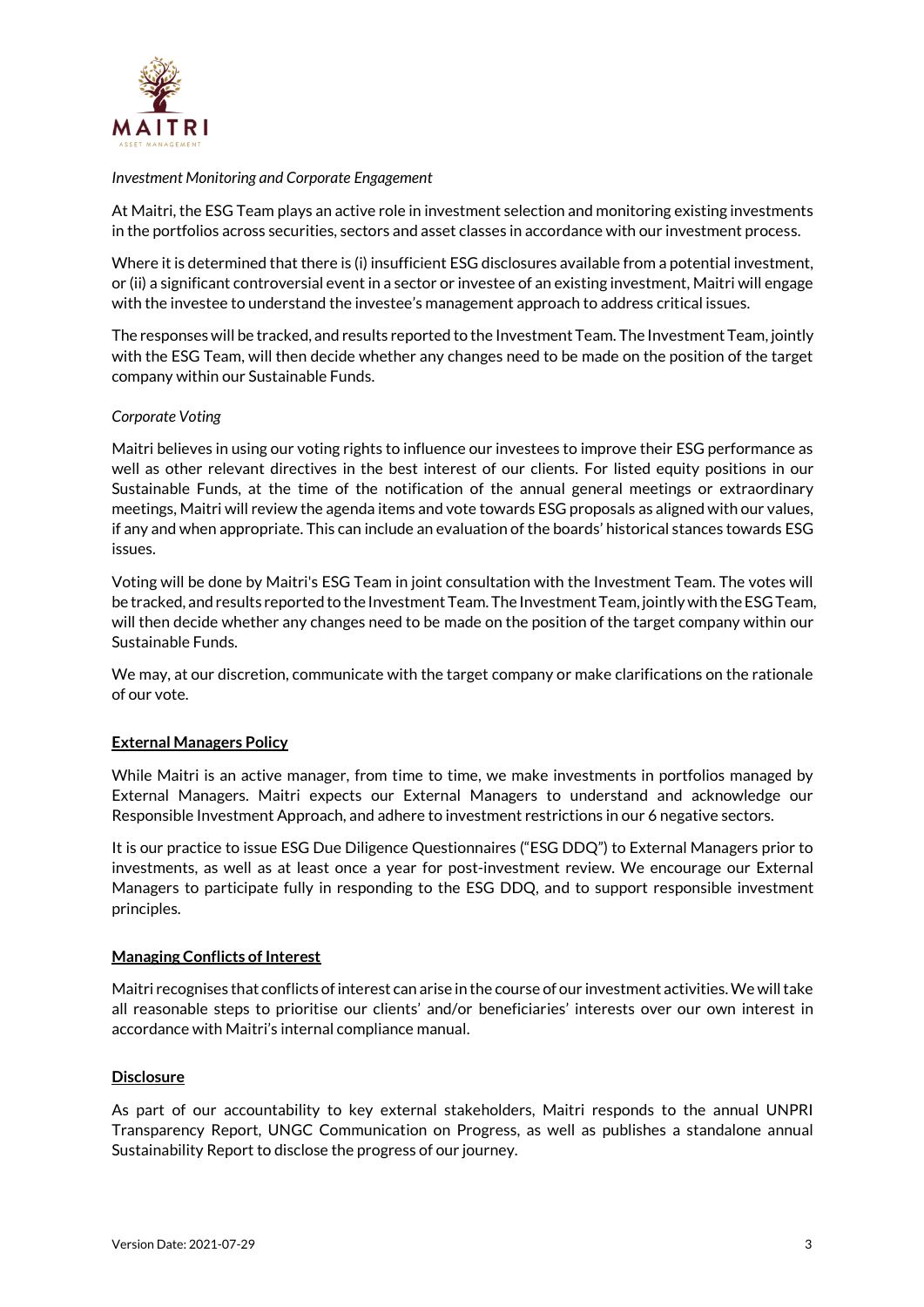*Investment Monitoring and Corporate Engagement*

At Maitri, the ESG Team plays an active role in investment selection and monitoring existing investments in the portfolios across securities, sectors and asset classes in accordance with our investment process.

Where it is determined that there is (i) insufficient ESG disclosures available from a potential investment, or (ii) a significant controversial event in a sector or investee of an existing investment, Maitri will engage with the investee to understand the investee's management approach to address critical issues.

The responses will be tracked, and results reported to the Investment Team. The Investment Team, jointly with the ESG Team, will then decide whether any changes need to be made on the position of the target company within our Sustainable Funds.

*Corporate Voting*

Maitri believes in using our voting rights to influence our investees to improve their ESG performance as well as other relevant directives in the best interest of our clients. For listed equity positions in our Sustainable Funds, at the time of the notification of the annual general meetings or extraordinary meetings, Maitri will review the agenda items and vote towards ESG proposals as aligned with our values, if any and when appropriate. This can include an evaluation of the boards' historical stances towards ESG issues.

Voting will be done by Maitri's ESG Team in joint consultation with the Investment Team. The votes will be tracked, and results reported to the Investment Team. The Investment Team, jointly with the ESG Team, will then decide whether any changes need to be made on the position of the target company within our Sustainable Funds.

We may, at our discretion, communicate with the target company or make clarifications on the rationale of our vote.

## External Managers Policy

While Maitri is an active manager, from time to time, we make investments in portfolios managed by External Managers. Maitri expects our External Managers to understand and acknowledge our Responsible Investment Approach, and adhere to investment restrictions in our 6 negative sectors.

It is our practice to issue ESG Due Diligence Questionnaires ("ESG DDQ") to External Managers prior to investments, as well as at least once a year for post-investment review. We encourage our External Managers to participate fully in responding to the ESG DDQ, and to support responsible investment principles.

## Managing Conflicts of Interest

Maitri recognises that conflicts of interest can arise in the course of our investment activities. We will take all reasonable steps to prioritise our clients' and/or beneficiaries' interests over our own interest in accordance with Maitri's internal compliance manual.

## Disclosure

As part of our accountability to key external stakeholders, Maitri responds to the annual UNPRI Transparency Report, UNGC Communication on Progress, as well as publishes a standalone annual Sustainability Report to disclose the progress of our journey.

Version Date: 2021-07-29